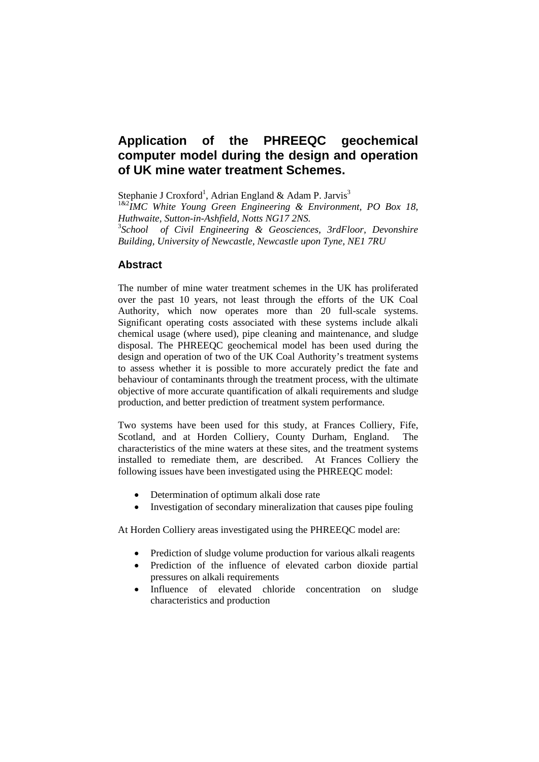# Application of the PHREEQC geochemical computer model during the design and operation of UK mine water treatment Schemes.

Stephanie J Croxford[1], Adrian England & Adam P. Jarvis[3]

[1&2]*IMC White Young Green Engineering & Environment, PO Box 18, Huthwaite, Sutton-in-Ashfield, Notts NG17 2NS.*

[3]*School of Civil Engineering & Geosciences, 3rdFloor, Devonshire Building, University of Newcastle, Newcastle upon Tyne, NE1 7RU*

## Abstract

The number of mine water treatment schemes in the UK has proliferated over the past 10 years, not least through the efforts of the UK Coal Authority, which now operates more than 20 full-scale systems. Significant operating costs associated with these systems include alkali chemical usage (where used), pipe cleaning and maintenance, and sludge disposal. The PHREEQC geochemical model has been used during the design and operation of two of the UK Coal Authority's treatment systems to assess whether it is possible to more accurately predict the fate and behaviour of contaminants through the treatment process, with the ultimate objective of more accurate quantification of alkali requirements and sludge production, and better prediction of treatment system performance.

Two systems have been used for this study, at Frances Colliery, Fife, Scotland, and at Horden Colliery, County Durham, England. The characteristics of the mine waters at these sites, and the treatment systems installed to remediate them, are described. At Frances Colliery the following issues have been investigated using the PHREEQC model:

- Determination of optimum alkali dose rate
- Investigation of secondary mineralization that causes pipe fouling

At Horden Colliery areas investigated using the PHREEQC model are:

- Prediction of sludge volume production for various alkali reagents
- Prediction of the influence of elevated carbon dioxide partial pressures on alkali requirements
- Influence of elevated chloride concentration on sludge characteristics and production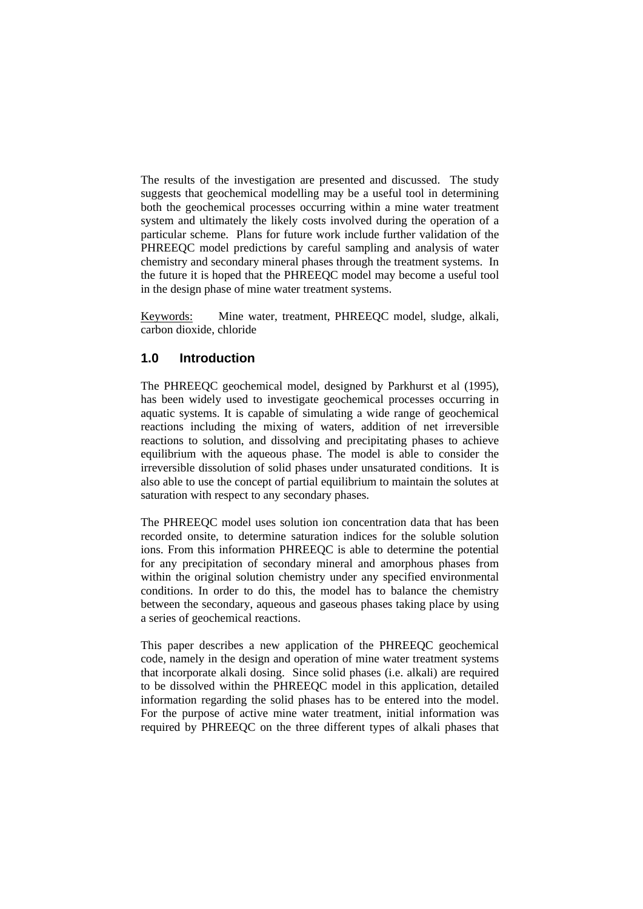The results of the investigation are presented and discussed. The study suggests that geochemical modelling may be a useful tool in determining both the geochemical processes occurring within a mine water treatment system and ultimately the likely costs involved during the operation of a particular scheme. Plans for future work include further validation of the PHREEQC model predictions by careful sampling and analysis of water chemistry and secondary mineral phases through the treatment systems. In the future it is hoped that the PHREEQC model may become a useful tool in the design phase of mine water treatment systems.

Keywords: Mine water, treatment, PHREEQC model, sludge, alkali, carbon dioxide, chloride

## 1.0 Introduction

The PHREEQC geochemical model, designed by Parkhurst et al (1995), has been widely used to investigate geochemical processes occurring in aquatic systems. It is capable of simulating a wide range of geochemical reactions including the mixing of waters, addition of net irreversible reactions to solution, and dissolving and precipitating phases to achieve equilibrium with the aqueous phase. The model is able to consider the irreversible dissolution of solid phases under unsaturated conditions. It is also able to use the concept of partial equilibrium to maintain the solutes at saturation with respect to any secondary phases.

The PHREEQC model uses solution ion concentration data that has been recorded onsite, to determine saturation indices for the soluble solution ions. From this information PHREEQC is able to determine the potential for any precipitation of secondary mineral and amorphous phases from within the original solution chemistry under any specified environmental conditions. In order to do this, the model has to balance the chemistry between the secondary, aqueous and gaseous phases taking place by using a series of geochemical reactions.

This paper describes a new application of the PHREEQC geochemical code, namely in the design and operation of mine water treatment systems that incorporate alkali dosing. Since solid phases (i.e. alkali) are required to be dissolved within the PHREEQC model in this application, detailed information regarding the solid phases has to be entered into the model. For the purpose of active mine water treatment, initial information was required by PHREEQC on the three different types of alkali phases that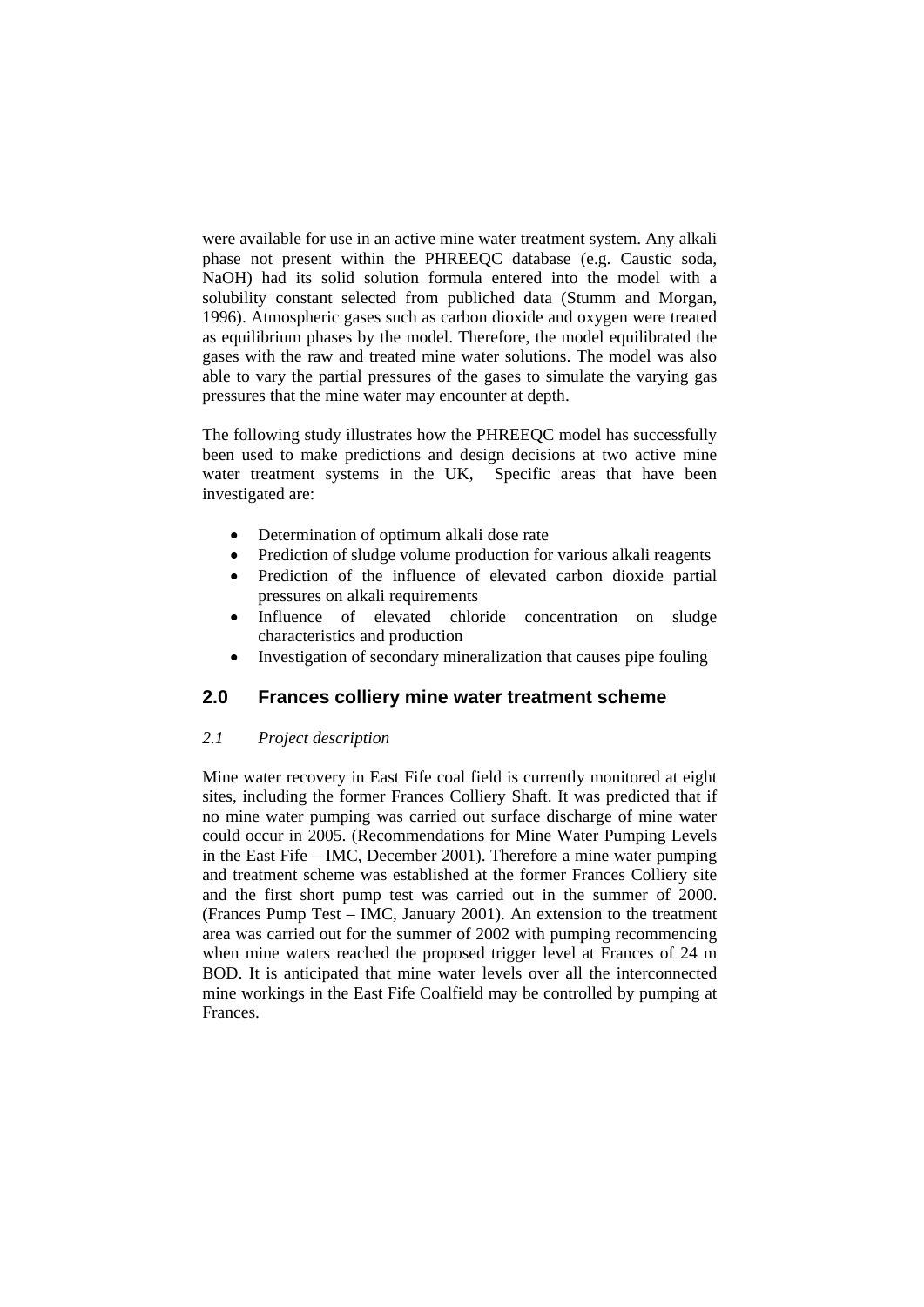were available for use in an active mine water treatment system. Any alkali phase not present within the PHREEQC database (e.g. Caustic soda, NaOH) had its solid solution formula entered into the model with a solubility constant selected from publiched data (Stumm and Morgan, 1996). Atmospheric gases such as carbon dioxide and oxygen were treated as equilibrium phases by the model. Therefore, the model equilibrated the gases with the raw and treated mine water solutions. The model was also able to vary the partial pressures of the gases to simulate the varying gas pressures that the mine water may encounter at depth.

The following study illustrates how the PHREEQC model has successfully been used to make predictions and design decisions at two active mine water treatment systems in the UK, Specific areas that have been investigated are:

- Determination of optimum alkali dose rate
- Prediction of sludge volume production for various alkali reagents
- Prediction of the influence of elevated carbon dioxide partial pressures on alkali requirements
- Influence of elevated chloride concentration on sludge characteristics and production
- Investigation of secondary mineralization that causes pipe fouling

## 2.0 Frances colliery mine water treatment scheme

### *2.1 Project description*

Mine water recovery in East Fife coal field is currently monitored at eight sites, including the former Frances Colliery Shaft. It was predicted that if no mine water pumping was carried out surface discharge of mine water could occur in 2005. (Recommendations for Mine Water Pumping Levels in the East Fife – IMC, December 2001). Therefore a mine water pumping and treatment scheme was established at the former Frances Colliery site and the first short pump test was carried out in the summer of 2000. (Frances Pump Test – IMC, January 2001). An extension to the treatment area was carried out for the summer of 2002 with pumping recommencing when mine waters reached the proposed trigger level at Frances of 24 m BOD. It is anticipated that mine water levels over all the interconnected mine workings in the East Fife Coalfield may be controlled by pumping at Frances.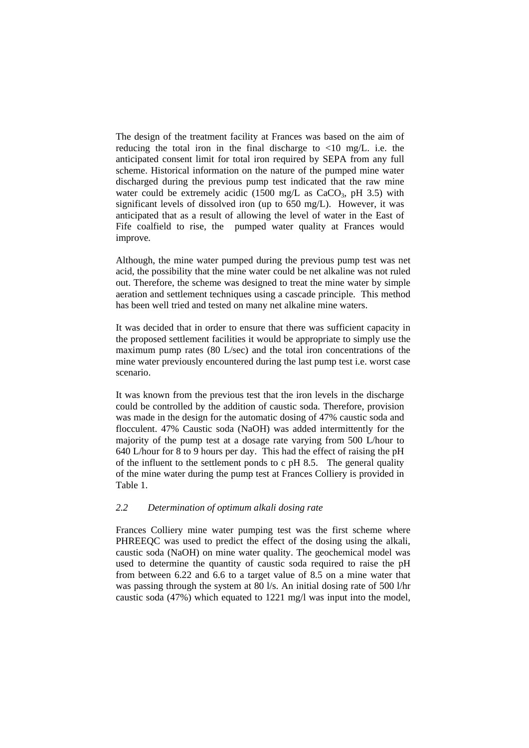The design of the treatment facility at Frances was based on the aim of reducing the total iron in the final discharge to <10 mg/L. i.e. the anticipated consent limit for total iron required by SEPA from any full scheme. Historical information on the nature of the pumped mine water discharged during the previous pump test indicated that the raw mine water could be extremely acidic (1500 mg/L as $CaCO_3$, pH 3.5) with significant levels of dissolved iron (up to 650 mg/L). However, it was anticipated that as a result of allowing the level of water in the East of Fife coalfield to rise, the pumped water quality at Frances would improve.

Although, the mine water pumped during the previous pump test was net acid, the possibility that the mine water could be net alkaline was not ruled out. Therefore, the scheme was designed to treat the mine water by simple aeration and settlement techniques using a cascade principle. This method has been well tried and tested on many net alkaline mine waters.

It was decided that in order to ensure that there was sufficient capacity in the proposed settlement facilities it would be appropriate to simply use the maximum pump rates (80 L/sec) and the total iron concentrations of the mine water previously encountered during the last pump test i.e. worst case scenario.

It was known from the previous test that the iron levels in the discharge could be controlled by the addition of caustic soda. Therefore, provision was made in the design for the automatic dosing of 47% caustic soda and flocculent. 47% Caustic soda (NaOH) was added intermittently for the majority of the pump test at a dosage rate varying from 500 L/hour to 640 L/hour for 8 to 9 hours per day. This had the effect of raising the pH of the influent to the settlement ponds to c pH 8.5. The general quality of the mine water during the pump test at Frances Colliery is provided in Table 1.

### *2.2 Determination of optimum alkali dosing rate*

Frances Colliery mine water pumping test was the first scheme where PHREEQC was used to predict the effect of the dosing using the alkali, caustic soda (NaOH) on mine water quality. The geochemical model was used to determine the quantity of caustic soda required to raise the pH from between 6.22 and 6.6 to a target value of 8.5 on a mine water that was passing through the system at 80 l/s. An initial dosing rate of 500 l/hr caustic soda (47%) which equated to 1221 mg/l was input into the model,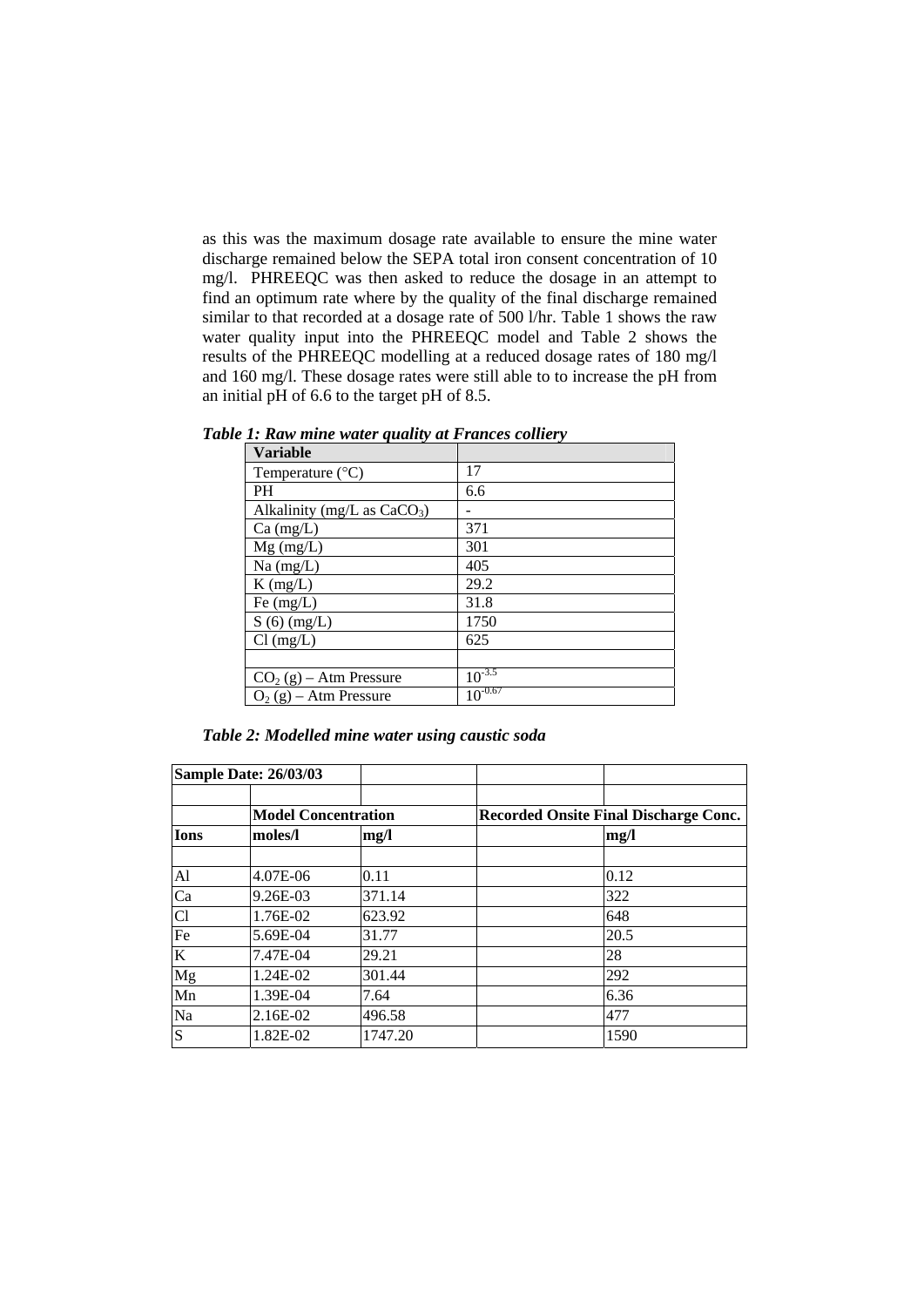as this was the maximum dosage rate available to ensure the mine water discharge remained below the SEPA total iron consent concentration of 10 mg/l. PHREEQC was then asked to reduce the dosage in an attempt to find an optimum rate where by the quality of the final discharge remained similar to that recorded at a dosage rate of 500 l/hr. Table 1 shows the raw water quality input into the PHREEQC model and Table 2 shows the results of the PHREEQC modelling at a reduced dosage rates of 180 mg/l and 160 mg/l. These dosage rates were still able to to increase the pH from an initial pH of 6.6 to the target pH of 8.5.

***Table 1: Raw mine water quality at Frances colliery***

| Variable | |
|---|---|
| Temperature (°C) | 17 |
| PH | 6.6 |
| Alkalinity (mg/L as $CaCO_3$) | - |
| Ca (mg/L) | 371 |
| Mg (mg/L) | 301 |
| Na (mg/L) | 405 |
| K (mg/L) | 29.2 |
| Fe (mg/L) | 31.8 |
| S (6) (mg/L) | 1750 |
| Cl (mg/L) | 625 |
| | |
| $CO_2$ (g) – Atm Pressure | $10^{-3.5}$ |
| $O_2$ (g) – Atm Pressure | $10^{-0.67}$ |

***Table 2: Modelled mine water using caustic soda***

| Sample Date: 26/03/03 | | | | |
|---|---|---|---|---|
| | | | | |
| | Model Concentration | | Recorded Onsite Final Discharge Conc. | |
| Ions | moles/l | mg/l | | mg/l |
| | | | | |
| Al | 4.07E-06 | 0.11 | | 0.12 |
| Ca | 9.26E-03 | 371.14 | | 322 |
| Cl | 1.76E-02 | 623.92 | | 648 |
| Fe | 5.69E-04 | 31.77 | | 20.5 |
| K | 7.47E-04 | 29.21 | | 28 |
| Mg | 1.24E-02 | 301.44 | | 292 |
| Mn | 1.39E-04 | 7.64 | | 6.36 |
| Na | 2.16E-02 | 496.58 | | 477 |
| S | 1.82E-02 | 1747.20 | | 1590 |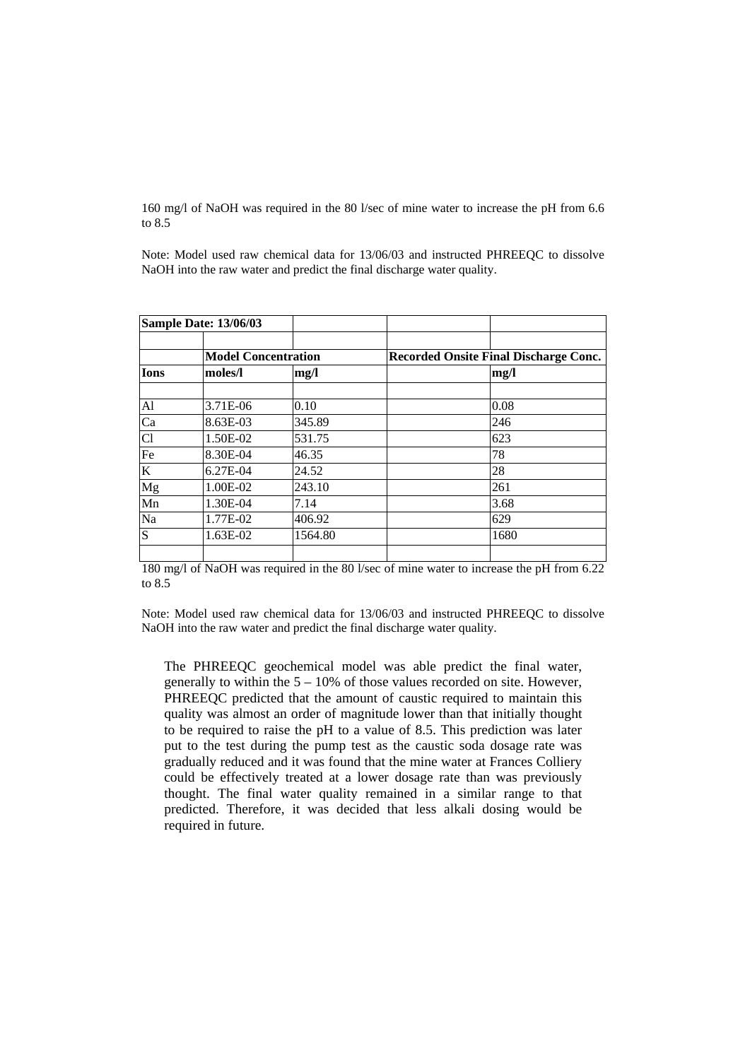160 mg/l of NaOH was required in the 80 l/sec of mine water to increase the pH from 6.6 to 8.5

Note: Model used raw chemical data for 13/06/03 and instructed PHREEQC to dissolve NaOH into the raw water and predict the final discharge water quality.

| **Sample Date: 13/06/03** | | | | |
|---|---|---|---|---|
| | | | | |
| | **Model Concentration** | | **Recorded Onsite Final Discharge Conc.** | |
| **Ions** | **moles/l** | **mg/l** | | **mg/l** |
| | | | | |
| Al | 3.71E-06 | 0.10 | | 0.08 |
| Ca | 8.63E-03 | 345.89 | | 246 |
| Cl | 1.50E-02 | 531.75 | | 623 |
| Fe | 8.30E-04 | 46.35 | | 78 |
| K | 6.27E-04 | 24.52 | | 28 |
| Mg | 1.00E-02 | 243.10 | | 261 |
| Mn | 1.30E-04 | 7.14 | | 3.68 |
| Na | 1.77E-02 | 406.92 | | 629 |
| S | 1.63E-02 | 1564.80 | | 1680 |
| | | | | |

180 mg/l of NaOH was required in the 80 l/sec of mine water to increase the pH from 6.22 to 8.5

Note: Model used raw chemical data for 13/06/03 and instructed PHREEQC to dissolve NaOH into the raw water and predict the final discharge water quality.

The PHREEQC geochemical model was able predict the final water, generally to within the 5 – 10% of those values recorded on site. However, PHREEQC predicted that the amount of caustic required to maintain this quality was almost an order of magnitude lower than that initially thought to be required to raise the pH to a value of 8.5. This prediction was later put to the test during the pump test as the caustic soda dosage rate was gradually reduced and it was found that the mine water at Frances Colliery could be effectively treated at a lower dosage rate than was previously thought. The final water quality remained in a similar range to that predicted. Therefore, it was decided that less alkali dosing would be required in future.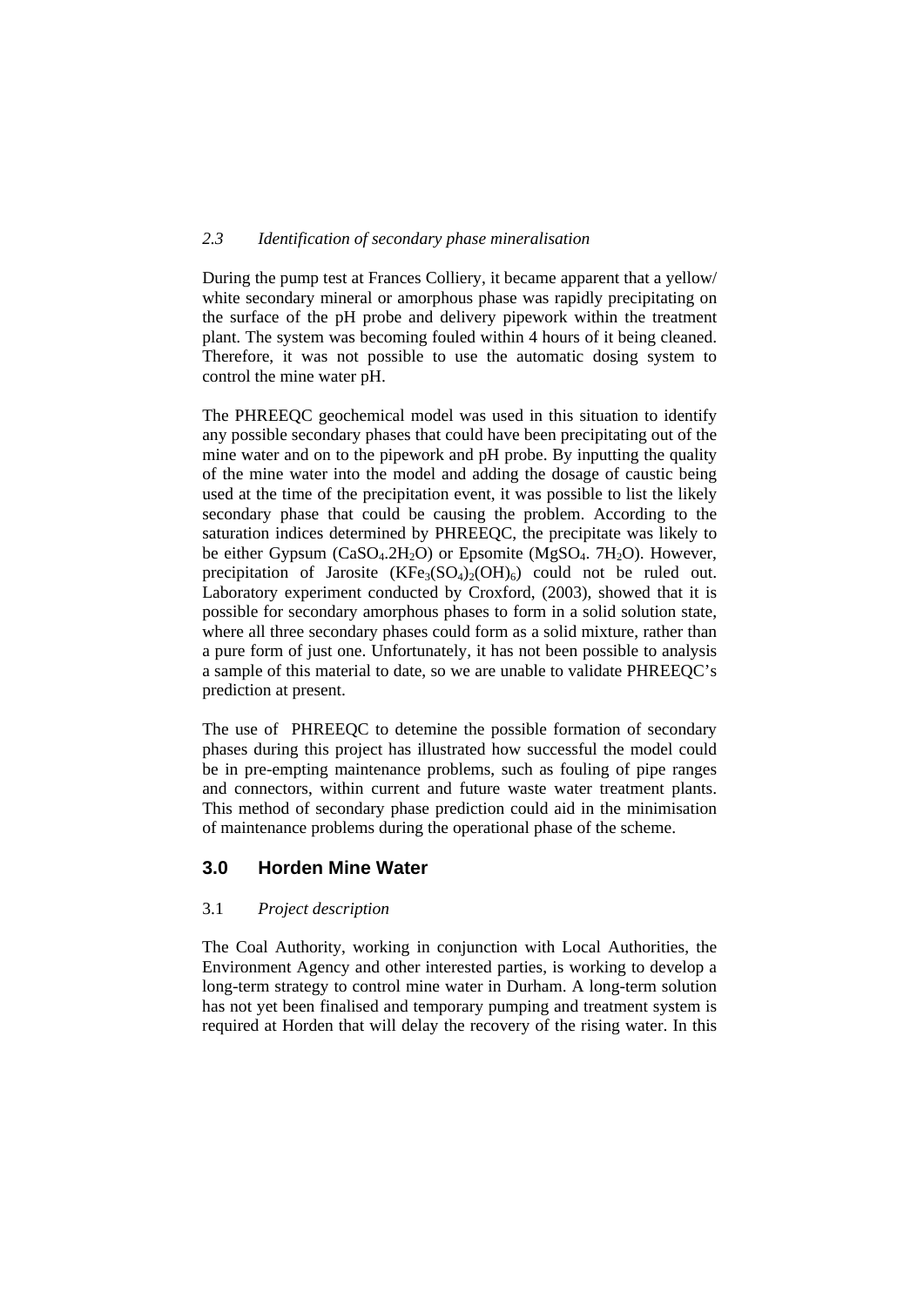### 2.3 *Identification of secondary phase mineralisation*

During the pump test at Frances Colliery, it became apparent that a yellow/ white secondary mineral or amorphous phase was rapidly precipitating on the surface of the pH probe and delivery pipework within the treatment plant. The system was becoming fouled within 4 hours of it being cleaned. Therefore, it was not possible to use the automatic dosing system to control the mine water pH.

The PHREEQC geochemical model was used in this situation to identify any possible secondary phases that could have been precipitating out of the mine water and on to the pipework and pH probe. By inputting the quality of the mine water into the model and adding the dosage of caustic being used at the time of the precipitation event, it was possible to list the likely secondary phase that could be causing the problem. According to the saturation indices determined by PHREEQC, the precipitate was likely to be either Gypsum ($CaSO_4.2H_2O$) or Epsomite ($MgSO_4.\ 7H_2O$). However, precipitation of Jarosite ($KFe_3(SO_4)_2(OH)_6$) could not be ruled out. Laboratory experiment conducted by Croxford, (2003), showed that it is possible for secondary amorphous phases to form in a solid solution state, where all three secondary phases could form as a solid mixture, rather than a pure form of just one. Unfortunately, it has not been possible to analysis a sample of this material to date, so we are unable to validate PHREEQC's prediction at present.

The use of PHREEQC to detemine the possible formation of secondary phases during this project has illustrated how successful the model could be in pre-empting maintenance problems, such as fouling of pipe ranges and connectors, within current and future waste water treatment plants. This method of secondary phase prediction could aid in the minimisation of maintenance problems during the operational phase of the scheme.

## 3.0 Horden Mine Water

### 3.1 *Project description*

The Coal Authority, working in conjunction with Local Authorities, the Environment Agency and other interested parties, is working to develop a long-term strategy to control mine water in Durham. A long-term solution has not yet been finalised and temporary pumping and treatment system is required at Horden that will delay the recovery of the rising water. In this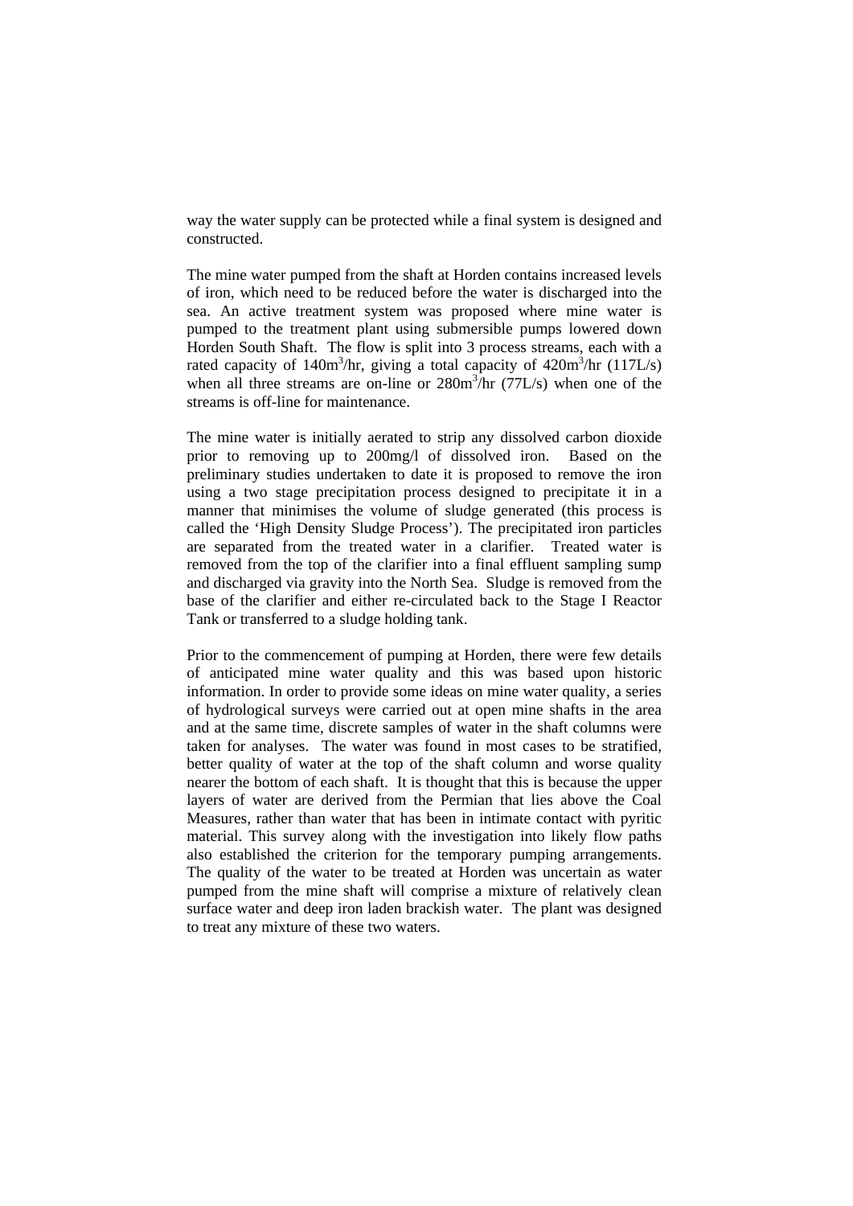way the water supply can be protected while a final system is designed and constructed.

The mine water pumped from the shaft at Horden contains increased levels of iron, which need to be reduced before the water is discharged into the sea. An active treatment system was proposed where mine water is pumped to the treatment plant using submersible pumps lowered down Horden South Shaft. The flow is split into 3 process streams, each with a rated capacity of $140m^3$/hr, giving a total capacity of $420m^3$/hr (117L/s) when all three streams are on-line or $280m^3$/hr (77L/s) when one of the streams is off-line for maintenance.

The mine water is initially aerated to strip any dissolved carbon dioxide prior to removing up to 200mg/l of dissolved iron. Based on the preliminary studies undertaken to date it is proposed to remove the iron using a two stage precipitation process designed to precipitate it in a manner that minimises the volume of sludge generated (this process is called the 'High Density Sludge Process'). The precipitated iron particles are separated from the treated water in a clarifier. Treated water is removed from the top of the clarifier into a final effluent sampling sump and discharged via gravity into the North Sea. Sludge is removed from the base of the clarifier and either re-circulated back to the Stage I Reactor Tank or transferred to a sludge holding tank.

Prior to the commencement of pumping at Horden, there were few details of anticipated mine water quality and this was based upon historic information. In order to provide some ideas on mine water quality, a series of hydrological surveys were carried out at open mine shafts in the area and at the same time, discrete samples of water in the shaft columns were taken for analyses. The water was found in most cases to be stratified, better quality of water at the top of the shaft column and worse quality nearer the bottom of each shaft. It is thought that this is because the upper layers of water are derived from the Permian that lies above the Coal Measures, rather than water that has been in intimate contact with pyritic material. This survey along with the investigation into likely flow paths also established the criterion for the temporary pumping arrangements. The quality of the water to be treated at Horden was uncertain as water pumped from the mine shaft will comprise a mixture of relatively clean surface water and deep iron laden brackish water. The plant was designed to treat any mixture of these two waters.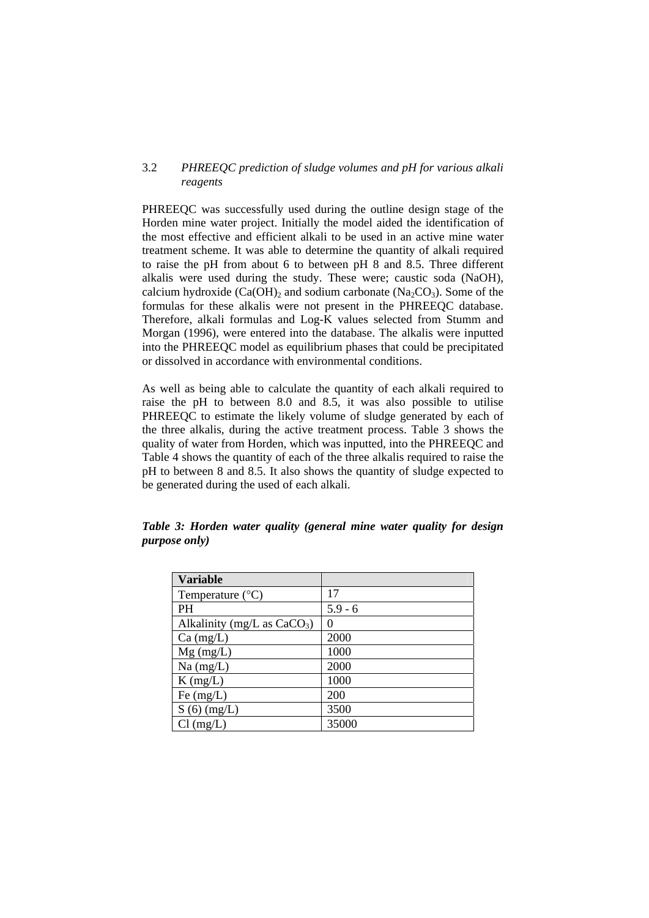### 3.2 *PHREEQC prediction of sludge volumes and pH for various alkali reagents*

PHREEQC was successfully used during the outline design stage of the Horden mine water project. Initially the model aided the identification of the most effective and efficient alkali to be used in an active mine water treatment scheme. It was able to determine the quantity of alkali required to raise the pH from about 6 to between pH 8 and 8.5. Three different alkalis were used during the study. These were; caustic soda (NaOH), calcium hydroxide ($Ca(OH)_2$ and sodium carbonate ($Na_2CO_3$). Some of the formulas for these alkalis were not present in the PHREEQC database. Therefore, alkali formulas and Log-K values selected from Stumm and Morgan (1996), were entered into the database. The alkalis were inputted into the PHREEQC model as equilibrium phases that could be precipitated or dissolved in accordance with environmental conditions.

As well as being able to calculate the quantity of each alkali required to raise the pH to between 8.0 and 8.5, it was also possible to utilise PHREEQC to estimate the likely volume of sludge generated by each of the three alkalis, during the active treatment process. Table 3 shows the quality of water from Horden, which was inputted, into the PHREEQC and Table 4 shows the quantity of each of the three alkalis required to raise the pH to between 8 and 8.5. It also shows the quantity of sludge expected to be generated during the used of each alkali.

***Table 3: Horden water quality (general mine water quality for design purpose only)***

| **Variable** | |
|---|---|
| Temperature (°C) | 17 |
| PH | 5.9 - 6 |
| Alkalinity (mg/L as $CaCO_3$) | 0 |
| Ca (mg/L) | 2000 |
| Mg (mg/L) | 1000 |
| Na (mg/L) | 2000 |
| K (mg/L) | 1000 |
| Fe (mg/L) | 200 |
| S (6) (mg/L) | 3500 |
| Cl (mg/L) | 35000 |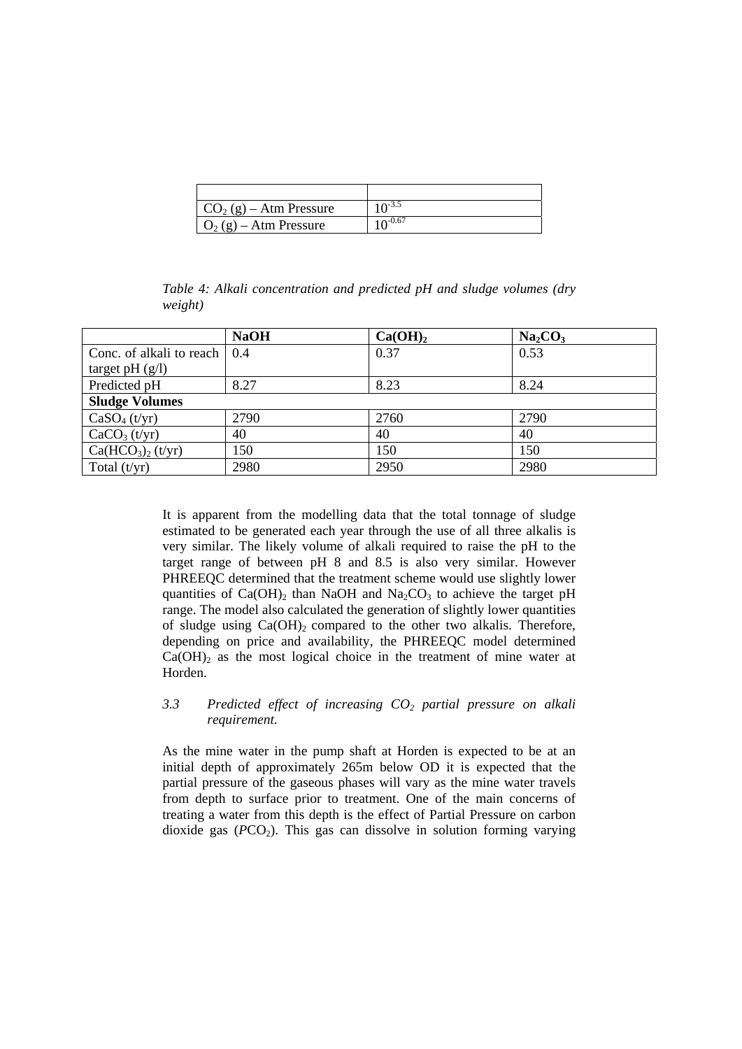| | |
|---|---|
| $CO_2$ (g) – Atm Pressure | $10^{-3.5}$ |
| $O_2$ (g) – Atm Pressure | $10^{-0.67}$ |

*Table 4: Alkali concentration and predicted pH and sludge volumes (dry weight)*

| | **NaOH** | **$Ca(OH)_2$** | **$Na_2CO_3$** |
|---|---|---|---|
| Conc. of alkali to reach target pH (g/l) | 0.4 | 0.37 | 0.53 |
| Predicted pH | 8.27 | 8.23 | 8.24 |
| **Sludge Volumes** | | | |
| $CaSO_4$ (t/yr) | 2790 | 2760 | 2790 |
| $CaCO_3$ (t/yr) | 40 | 40 | 40 |
| $Ca(HCO_3)_2$ (t/yr) | 150 | 150 | 150 |
| Total (t/yr) | 2980 | 2950 | 2980 |

It is apparent from the modelling data that the total tonnage of sludge estimated to be generated each year through the use of all three alkalis is very similar. The likely volume of alkali required to raise the pH to the target range of between pH 8 and 8.5 is also very similar. However PHREEQC determined that the treatment scheme would use slightly lower quantities of $Ca(OH)_2$ than NaOH and $Na_2CO_3$ to achieve the target pH range. The model also calculated the generation of slightly lower quantities of sludge using $Ca(OH)_2$ compared to the other two alkalis. Therefore, depending on price and availability, the PHREEQC model determined $Ca(OH)_2$ as the most logical choice in the treatment of mine water at Horden.

### *3.3 Predicted effect of increasing $CO_2$ partial pressure on alkali requirement.*

As the mine water in the pump shaft at Horden is expected to be at an initial depth of approximately 265m below OD it is expected that the partial pressure of the gaseous phases will vary as the mine water travels from depth to surface prior to treatment. One of the main concerns of treating a water from this depth is the effect of Partial Pressure on carbon dioxide gas ($PCO_2$). This gas can dissolve in solution forming varying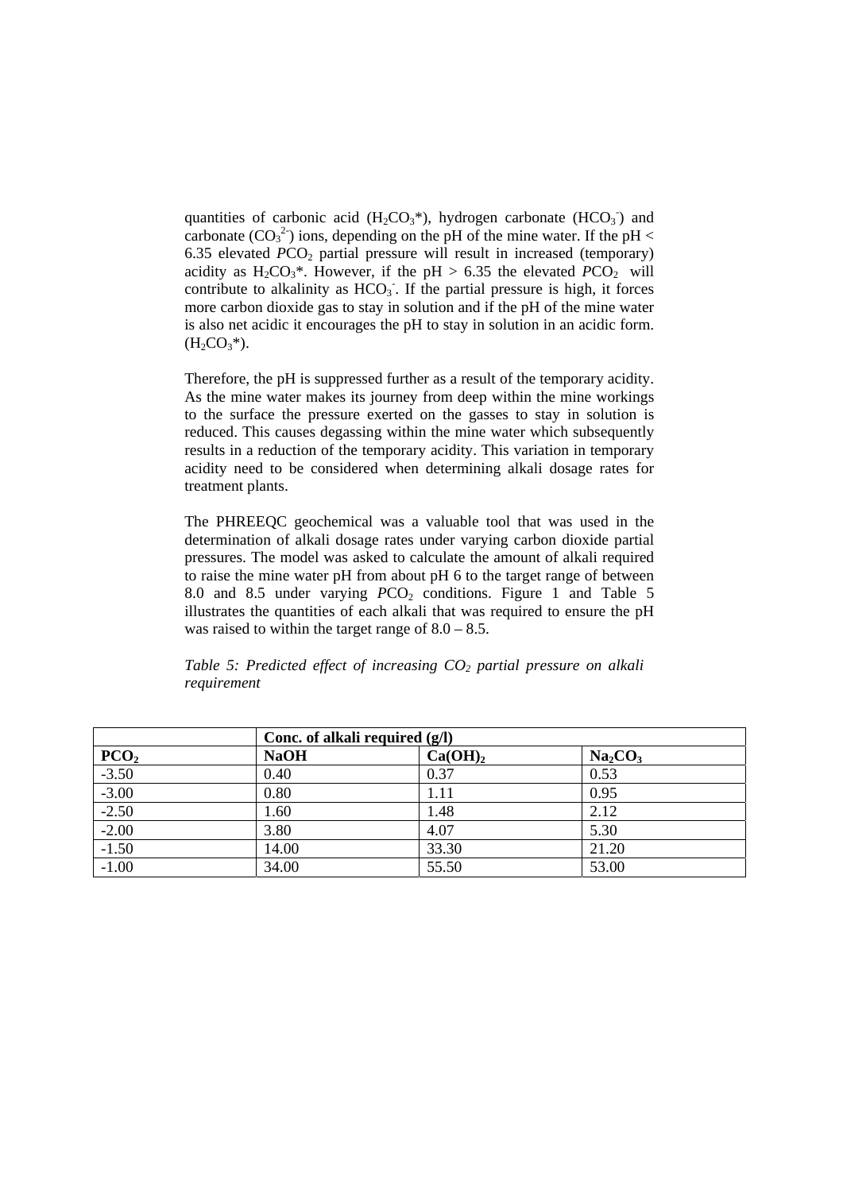quantities of carbonic acid ($H_2CO_3$*), hydrogen carbonate ($HCO_3^-$) and carbonate ($CO_3^{2-}$) ions, depending on the pH of the mine water. If the pH < 6.35 elevated $PCO_2$ partial pressure will result in increased (temporary) acidity as $H_2CO_3$*. However, if the pH > 6.35 the elevated $PCO_2$ will contribute to alkalinity as $HCO_3^-$. If the partial pressure is high, it forces more carbon dioxide gas to stay in solution and if the pH of the mine water is also net acidic it encourages the pH to stay in solution in an acidic form. ($H_2CO_3$*).

Therefore, the pH is suppressed further as a result of the temporary acidity. As the mine water makes its journey from deep within the mine workings to the surface the pressure exerted on the gasses to stay in solution is reduced. This causes degassing within the mine water which subsequently results in a reduction of the temporary acidity. This variation in temporary acidity need to be considered when determining alkali dosage rates for treatment plants.

The PHREEQC geochemical was a valuable tool that was used in the determination of alkali dosage rates under varying carbon dioxide partial pressures. The model was asked to calculate the amount of alkali required to raise the mine water pH from about pH 6 to the target range of between 8.0 and 8.5 under varying $PCO_2$ conditions. Figure 1 and Table 5 illustrates the quantities of each alkali that was required to ensure the pH was raised to within the target range of 8.0 – 8.5.

*Table 5: Predicted effect of increasing $CO_2$ partial pressure on alkali requirement*

| | **Conc. of alkali required (g/l)** | | |
|---|---|---|---|
| **$PCO_2$** | **NaOH** | **$Ca(OH)_2$** | **$Na_2CO_3$** |
| -3.50 | 0.40 | 0.37 | 0.53 |
| -3.00 | 0.80 | 1.11 | 0.95 |
| -2.50 | 1.60 | 1.48 | 2.12 |
| -2.00 | 3.80 | 4.07 | 5.30 |
| -1.50 | 14.00 | 33.30 | 21.20 |
| -1.00 | 34.00 | 55.50 | 53.00 |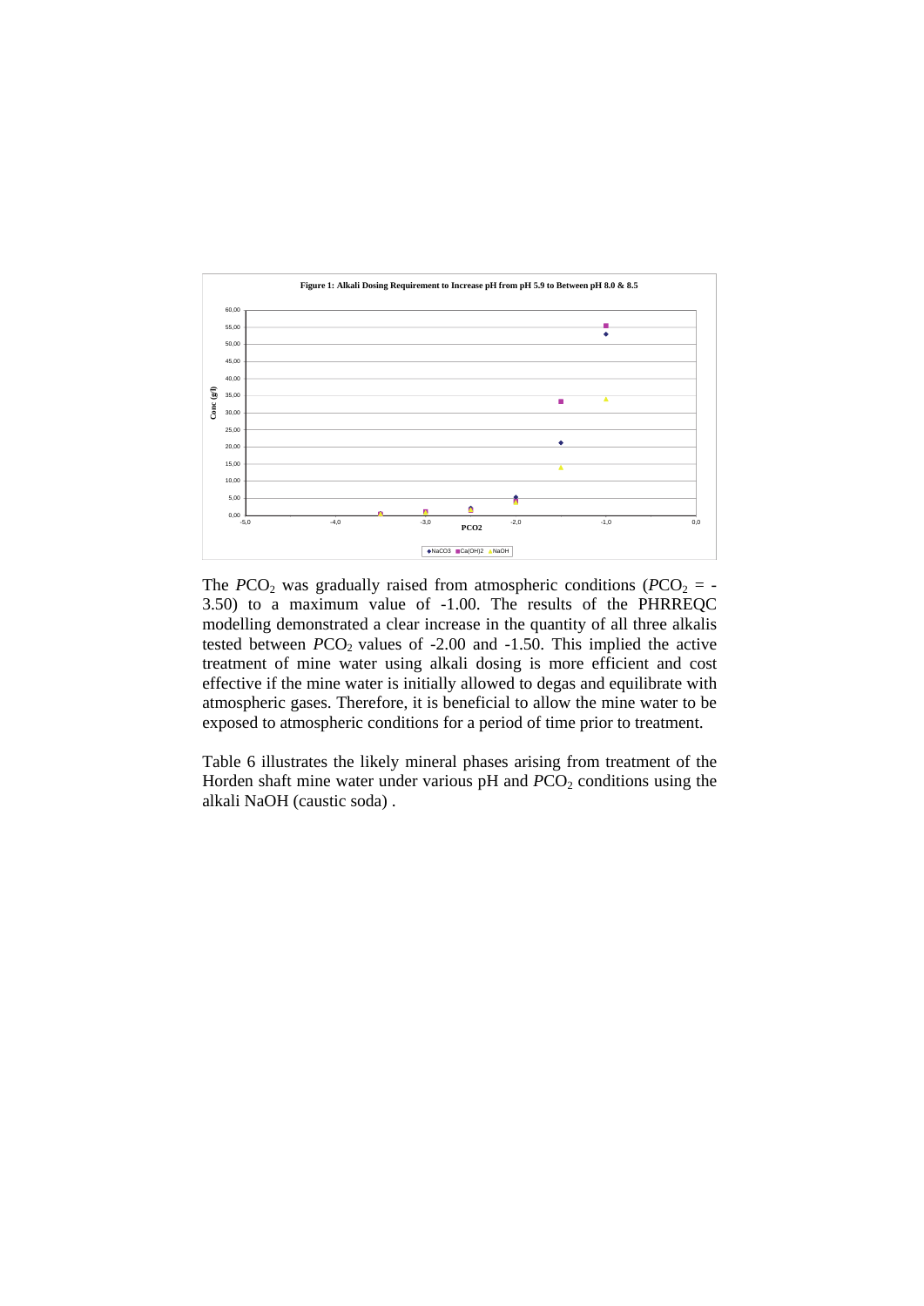**Figure 1: Alkali Dosing Requirement to Increase pH from pH 5.9 to Between pH 8.0 & 8.5**

The $PCO_2$ was gradually raised from atmospheric conditions ($PCO_2$ = -3.50) to a maximum value of -1.00. The results of the PHRREQC modelling demonstrated a clear increase in the quantity of all three alkalis tested between $PCO_2$ values of -2.00 and -1.50. This implied the active treatment of mine water using alkali dosing is more efficient and cost effective if the mine water is initially allowed to degas and equilibrate with atmospheric gases. Therefore, it is beneficial to allow the mine water to be exposed to atmospheric conditions for a period of time prior to treatment.

Table 6 illustrates the likely mineral phases arising from treatment of the Horden shaft mine water under various pH and $PCO_2$ conditions using the alkali NaOH (caustic soda) .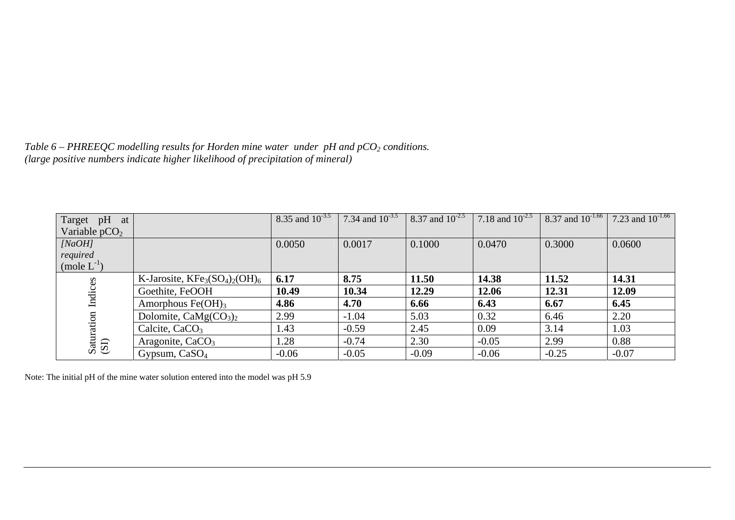*Table 6 – PHREEQC modelling results for Horden mine water under pH and $pCO_2$ conditions.*
*(large positive numbers indicate higher likelihood of precipitation of mineral)*

| Target pH at Variable $pCO_2$ | | 8.35 and $10^{-3.5}$ | 7.34 and $10^{-3.5}$ | 8.37 and $10^{-2.5}$ | 7.18 and $10^{-2.5}$ | 8.37 and $10^{-1.66}$ | 7.23 and $10^{-1.66}$ |
|---|---|---|---|---|---|---|---|
| *[NaOH] required* (mole $L^{-1}$) | | 0.0050 | 0.0017 | 0.1000 | 0.0470 | 0.3000 | 0.0600 |
| Saturation Indices (SI) | K-Jarosite, $KFe_3(SO_4)_2(OH)_6$ | **6.17** | **8.75** | **11.50** | **14.38** | **11.52** | **14.31** |
| | Goethite, FeOOH | **10.49** | **10.34** | **12.29** | **12.06** | **12.31** | **12.09** |
| | Amorphous $Fe(OH)_3$ | **4.86** | **4.70** | **6.66** | **6.43** | **6.67** | **6.45** |
| | Dolomite, $CaMg(CO_3)_2$ | 2.99 | -1.04 | 5.03 | 0.32 | 6.46 | 2.20 |
| | Calcite, $CaCO_3$ | 1.43 | -0.59 | 2.45 | 0.09 | 3.14 | 1.03 |
| | Aragonite, $CaCO_3$ | 1.28 | -0.74 | 2.30 | -0.05 | 2.99 | 0.88 |
| | Gypsum, $CaSO_4$ | -0.06 | -0.05 | -0.09 | -0.06 | -0.25 | -0.07 |

Note: The initial pH of the mine water solution entered into the model was pH 5.9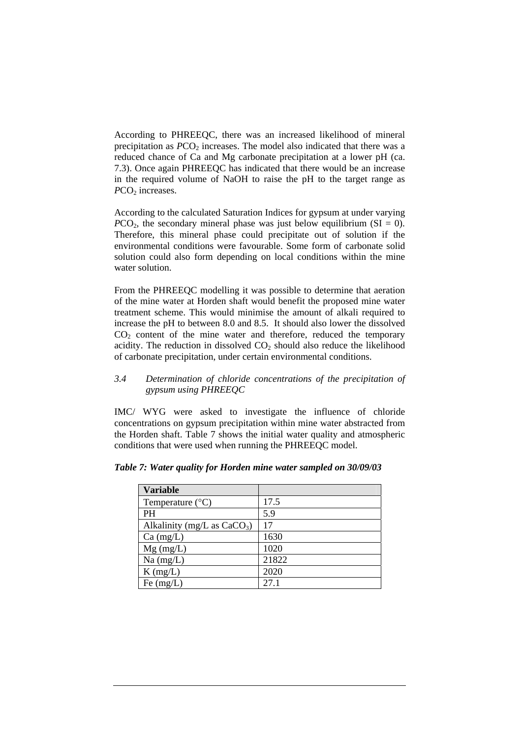According to PHREEQC, there was an increased likelihood of mineral precipitation as $PCO_2$ increases. The model also indicated that there was a reduced chance of Ca and Mg carbonate precipitation at a lower pH (ca. 7.3). Once again PHREEQC has indicated that there would be an increase in the required volume of NaOH to raise the pH to the target range as $PCO_2$ increases.

According to the calculated Saturation Indices for gypsum at under varying $PCO_2$, the secondary mineral phase was just below equilibrium (SI = 0). Therefore, this mineral phase could precipitate out of solution if the environmental conditions were favourable. Some form of carbonate solid solution could also form depending on local conditions within the mine water solution.

From the PHREEQC modelling it was possible to determine that aeration of the mine water at Horden shaft would benefit the proposed mine water treatment scheme. This would minimise the amount of alkali required to increase the pH to between 8.0 and 8.5. It should also lower the dissolved $CO_2$ content of the mine water and therefore, reduced the temporary acidity. The reduction in dissolved $CO_2$ should also reduce the likelihood of carbonate precipitation, under certain environmental conditions.

### *3.4 Determination of chloride concentrations of the precipitation of gypsum using PHREEQC*

IMC/ WYG were asked to investigate the influence of chloride concentrations on gypsum precipitation within mine water abstracted from the Horden shaft. Table 7 shows the initial water quality and atmospheric conditions that were used when running the PHREEQC model.

***Table 7: Water quality for Horden mine water sampled on 30/09/03***

| **Variable** | |
|---|---|
| Temperature (°C) | 17.5 |
| PH | 5.9 |
| Alkalinity (mg/L as $CaCO_3$) | 17 |
| Ca (mg/L) | 1630 |
| Mg (mg/L) | 1020 |
| Na (mg/L) | 21822 |
| K (mg/L) | 2020 |
| Fe (mg/L) | 27.1 |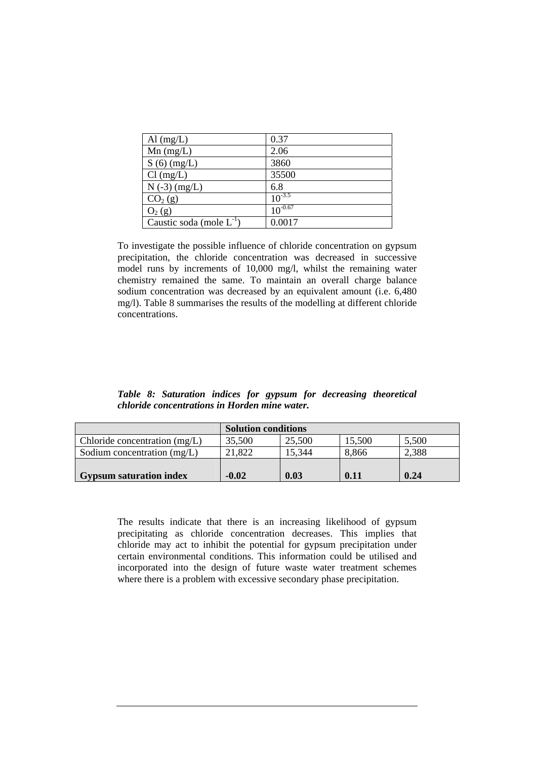| | |
|---|---|
| Al (mg/L) | 0.37 |
| Mn (mg/L) | 2.06 |
| S (6) (mg/L) | 3860 |
| Cl (mg/L) | 35500 |
| N (-3) (mg/L) | 6.8 |
| $CO_2$ (g) | $10^{-3.5}$ |
| $O_2$ (g) | $10^{-0.67}$ |
| Caustic soda (mole $L^{-1}$) | 0.0017 |

To investigate the possible influence of chloride concentration on gypsum precipitation, the chloride concentration was decreased in successive model runs by increments of 10,000 mg/l, whilst the remaining water chemistry remained the same. To maintain an overall charge balance sodium concentration was decreased by an equivalent amount (i.e. 6,480 mg/l). Table 8 summarises the results of the modelling at different chloride concentrations.

***Table 8: Saturation indices for gypsum for decreasing theoretical chloride concentrations in Horden mine water.***

| | **Solution conditions** | | | |
|---|---|---|---|---|
| Chloride concentration (mg/L) | 35,500 | 25,500 | 15,500 | 5,500 |
| Sodium concentration (mg/L) | 21,822 | 15,344 | 8,866 | 2,388 |
| **Gypsum saturation index** | **-0.02** | **0.03** | **0.11** | **0.24** |

The results indicate that there is an increasing likelihood of gypsum precipitating as chloride concentration decreases. This implies that chloride may act to inhibit the potential for gypsum precipitation under certain environmental conditions. This information could be utilised and incorporated into the design of future waste water treatment schemes where there is a problem with excessive secondary phase precipitation.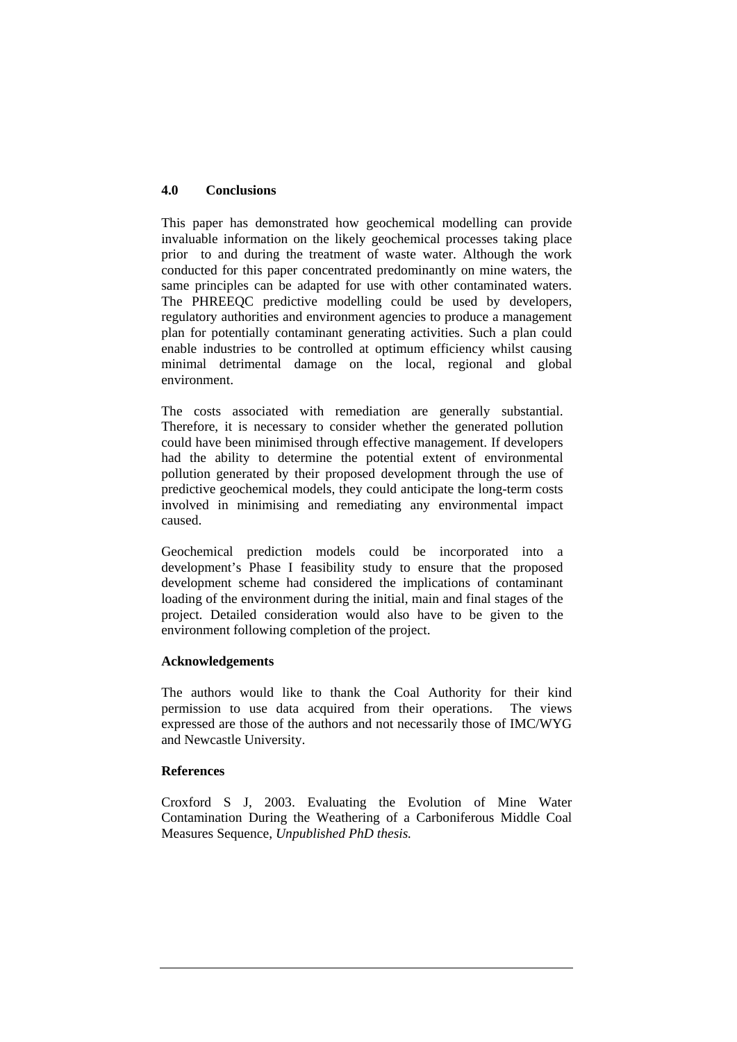## 4.0 Conclusions

This paper has demonstrated how geochemical modelling can provide invaluable information on the likely geochemical processes taking place prior to and during the treatment of waste water. Although the work conducted for this paper concentrated predominantly on mine waters, the same principles can be adapted for use with other contaminated waters. The PHREEQC predictive modelling could be used by developers, regulatory authorities and environment agencies to produce a management plan for potentially contaminant generating activities. Such a plan could enable industries to be controlled at optimum efficiency whilst causing minimal detrimental damage on the local, regional and global environment.

The costs associated with remediation are generally substantial. Therefore, it is necessary to consider whether the generated pollution could have been minimised through effective management. If developers had the ability to determine the potential extent of environmental pollution generated by their proposed development through the use of predictive geochemical models, they could anticipate the long-term costs involved in minimising and remediating any environmental impact caused.

Geochemical prediction models could be incorporated into a development's Phase I feasibility study to ensure that the proposed development scheme had considered the implications of contaminant loading of the environment during the initial, main and final stages of the project. Detailed consideration would also have to be given to the environment following completion of the project.

### Acknowledgements

The authors would like to thank the Coal Authority for their kind permission to use data acquired from their operations. The views expressed are those of the authors and not necessarily those of IMC/WYG and Newcastle University.

### References

Croxford S J, 2003. Evaluating the Evolution of Mine Water Contamination During the Weathering of a Carboniferous Middle Coal Measures Sequence, *Unpublished PhD thesis.*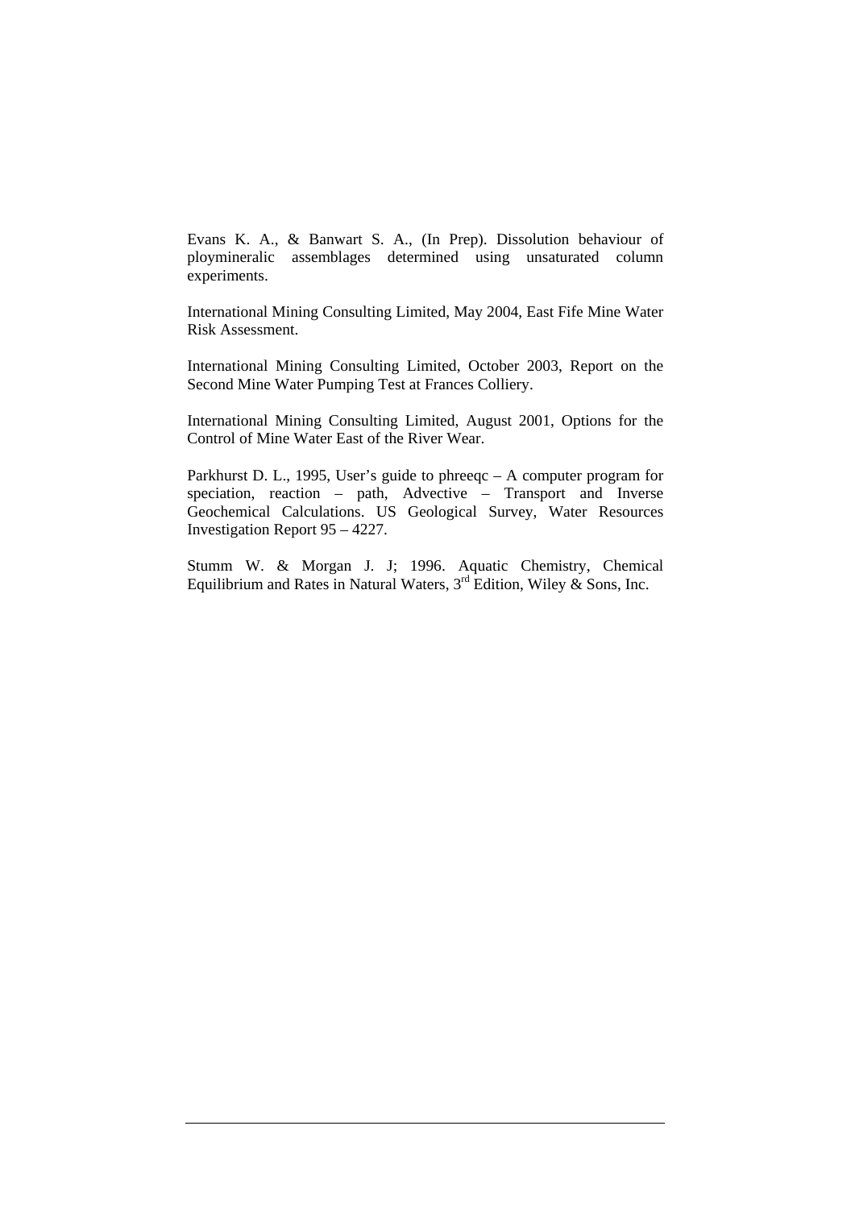Evans K. A., & Banwart S. A., (In Prep). Dissolution behaviour of ploymineralic assemblages determined using unsaturated column experiments.

International Mining Consulting Limited, May 2004, East Fife Mine Water Risk Assessment.

International Mining Consulting Limited, October 2003, Report on the Second Mine Water Pumping Test at Frances Colliery.

International Mining Consulting Limited, August 2001, Options for the Control of Mine Water East of the River Wear.

Parkhurst D. L., 1995, User's guide to phreeqc – A computer program for speciation, reaction – path, Advective – Transport and Inverse Geochemical Calculations. US Geological Survey, Water Resources Investigation Report 95 – 4227.

Stumm W. & Morgan J. J; 1996. Aquatic Chemistry, Chemical Equilibrium and Rates in Natural Waters, 3rd Edition, Wiley & Sons, Inc.